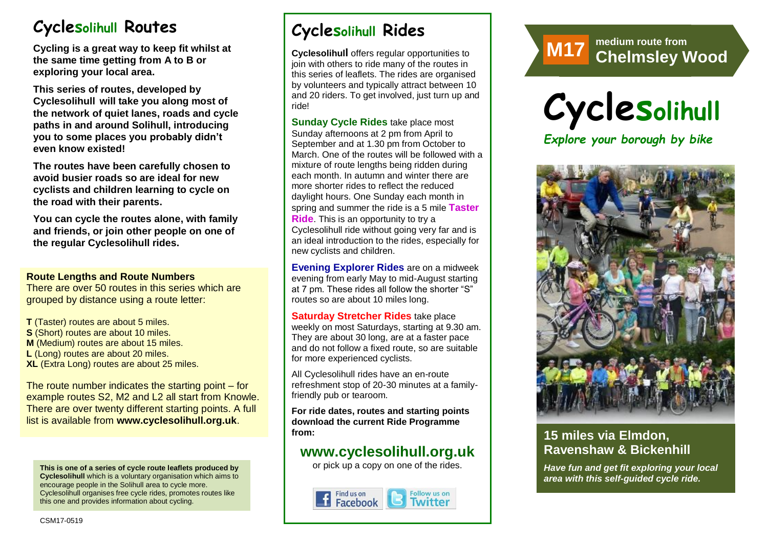# Cyclesolihull Routes

**Cycling is a great way to keep fit whilst at the same time getting from A to B or exploring your local area.**

**This series of routes, developed by Cyclesolihull will take you along most of the network of quiet lanes, roads and cycle paths in and around Solihull, introducing you to some places you probably didn't even know existed!**

**The routes have been carefully chosen to avoid busier roads so are ideal for new cyclists and children learning to cycle on the road with their parents.**

**You can cycle the routes alone, with family and friends, or join other people on one of the regular Cyclesolihull rides.**

**Route Lengths and Route Numbers**

There are over 50 routes in this series which are grouped by distance using a route letter:

**T** (Taster) routes are about 5 miles.
**S** (Short) routes are about 10 miles.
**M** (Medium) routes are about 15 miles.
**L** (Long) routes are about 20 miles.
**XL** (Extra Long) routes are about 25 miles.

The route number indicates the starting point – for example routes S2, M2 and L2 all start from Knowle. There are over twenty different starting points. A full list is available from **www.cyclesolihull.org.uk**.

**This is one of a series of cycle route leaflets produced by Cyclesolihull** which is a voluntary organisation which aims to encourage people in the Solihull area to cycle more. Cyclesolihull organises free cycle rides, promotes routes like this one and provides information about cycling.

CSM17-0519

# Cyclesolihull Rides

**Cyclesolihull** offers regular opportunities to join with others to ride many of the routes in this series of leaflets. The rides are organised by volunteers and typically attract between 10 and 20 riders. To get involved, just turn up and ride!

**Sunday Cycle Rides** take place most Sunday afternoons at 2 pm from April to September and at 1.30 pm from October to March. One of the routes will be followed with a mixture of route lengths being ridden during each month. In autumn and winter there are more shorter rides to reflect the reduced daylight hours. One Sunday each month in spring and summer the ride is a 5 mile **Taster Ride**. This is an opportunity to try a Cyclesolihull ride without going very far and is an ideal introduction to the rides, especially for new cyclists and children.

**Evening Explorer Rides** are on a midweek evening from early May to mid-August starting at 7 pm. These rides all follow the shorter "S" routes so are about 10 miles long.

**Saturday Stretcher Rides** take place weekly on most Saturdays, starting at 9.30 am. They are about 30 long, are at a faster pace and do not follow a fixed route, so are suitable for more experienced cyclists.

All Cyclesolihull rides have an en-route refreshment stop of 20-30 minutes at a family-friendly pub or tearoom.

**For ride dates, routes and starting points download the current Ride Programme from:**

## www.cyclesolihull.org.uk

or pick up a copy on one of the rides.

Find us on Facebook | Follow us on Twitter

**M17** medium route from **Chelmsley Wood**

# Cyclesolihull

*Explore your borough by bike*

## 15 miles via Elmdon, Ravenshaw & Bickenhill

***Have fun and get fit exploring your local area with this self-guided cycle ride.***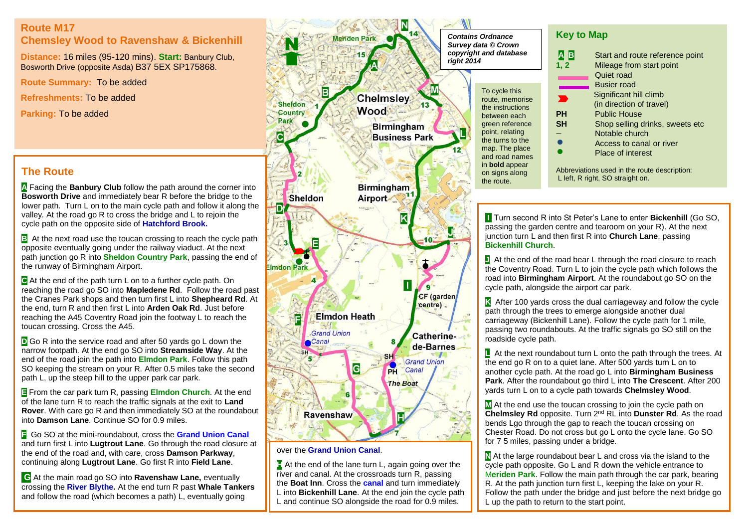## Route M17
## Chemsley Wood to Ravenshaw & Bickenhill

**Distance:** 16 miles (95-120 mins). **Start:** Banbury Club, Bosworth Drive (opposite Asda) B37 5EX SP175868.

**Route Summary:** To be added

**Refreshments:** To be added

**Parking:** To be added

### The Route

**A** Facing the **Banbury Club** follow the path around the corner into **Bosworth Drive** and immediately bear R before the bridge to the lower path. Turn L on to the main cycle path and follow it along the valley. At the road go R to cross the bridge and L to rejoin the cycle path on the opposite side of **Hatchford Brook.**

**B** At the next road use the toucan crossing to reach the cycle path opposite eventually going under the railway viaduct. At the next path junction go R into **Sheldon Country Park**, passing the end of the runway of Birmingham Airport.

**C** At the end of the path turn L on to a further cycle path. On reaching the road go SO into **Mapledene Rd**. Follow the road past the Cranes Park shops and then turn first L into **Shepheard Rd**. At the end, turn R and then first L into **Arden Oak Rd**. Just before reaching the A45 Coventry Road join the footway L to reach the toucan crossing. Cross the A45.

**D** Go R into the service road and after 50 yards go L down the narrow footpath. At the end go SO into **Streamside Way**. At the end of the road join the path into **Elmdon Park**. Follow this path SO keeping the stream on your R. After 0.5 miles take the second path L, up the steep hill to the upper park car park.

**E** From the car park turn R, passing **Elmdon Church**. At the end of the lane turn R to reach the traffic signals at the exit to **Land Rover**. With care go R and then immediately SO at the roundabout into **Damson Lane**. Continue SO for 0.9 miles.

**F** Go SO at the mini-roundabout, cross the **Grand Union Canal** and turn first L into **Lugtrout Lane**. Go through the road closure at the end of the road and, with care, cross **Damson Parkway**, continuing along **Lugtrout Lane**. Go first R into **Field Lane**.

**G** At the main road go SO into **Ravenshaw Lane,** eventually crossing the **River Blythe.** At the end turn R past **Whale Tankers** and follow the road (which becomes a path) L, eventually going over the **Grand Union Canal**.

**H** At the end of the lane turn L, again going over the river and canal. At the crossroads turn R, passing the **Boat Inn**. Cross the **canal** and turn immediately L into **Bickenhill Lane**. At the end join the cycle path L and continue SO alongside the road for 0.9 miles.

*Contains Ordnance Survey data © Crown copyright and database right 2014*

To cycle this route, memorise the instructions between each green reference point, relating the turns to the map. The place and road names in **bold** appear on signs along the route.

### Key to Map

- A B — Start and route reference point
- 1, 2 — Mileage from start point
- Quiet road
- Busier road
- Significant hill climb (in direction of travel)
- PH — Public House
- SH — Shop selling drinks, sweets etc
- Notable church
- Access to canal or river
- Place of interest

Abbreviations used in the route description: L left, R right, SO straight on.

**I** Turn second R into St Peter's Lane to enter **Bickenhill** (Go SO, passing the garden centre and tearoom on your R). At the next junction turn L and then first R into **Church Lane**, passing **Bickenhill Church**.

**J** At the end of the road bear L through the road closure to reach the Coventry Road. Turn L to join the cycle path which follows the road into **Birmingham Airport**. At the roundabout go SO on the cycle path, alongside the airport car park.

**K** After 100 yards cross the dual carriageway and follow the cycle path through the trees to emerge alongside another dual carriageway (Bickenhill Lane). Follow the cycle path for 1 mile, passing two roundabouts. At the traffic signals go SO still on the roadside cycle path.

**L** At the next roundabout turn L onto the path through the trees. At the end go R on to a quiet lane. After 500 yards turn L on to another cycle path. At the road go L into **Birmingham Business Park**. After the roundabout go third L into **The Crescent**. After 200 yards turn L on to a cycle path towards **Chelmsley Wood**.

**M** At the end use the toucan crossing to join the cycle path on **Chelmsley Rd** opposite. Turn 2nd RL into **Dunster Rd**. As the road bends Lgo through the gap to reach the toucan crossing on Chester Road. Do not cross but go L onto the cycle lane. Go SO for 7 5 miles, passing under a bridge.

**N** At the large roundabout bear L and cross via the island to the cycle path opposite. Go L and R down the vehicle entrance to Meriden Park. Follow the main path through the car park, bearing R. At the path junction turn first L, keeping the lake on your R. Follow the path under the bridge and just before the next bridge go L up the path to return to the start point.